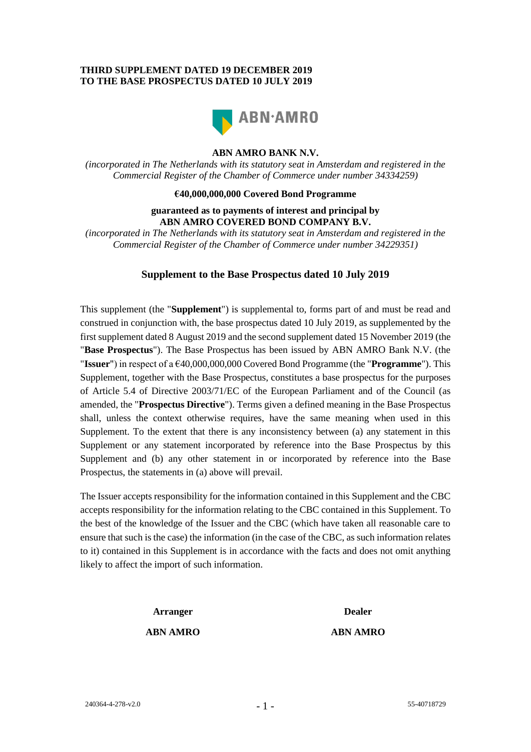**THIRD SUPPLEMENT DATED 19 DECEMBER 2019**
**TO THE BASE PROSPECTUS DATED 10 JULY 2019**

ABN·AMRO

**ABN AMRO BANK N.V.**

*(incorporated in The Netherlands with its statutory seat in Amsterdam and registered in the Commercial Register of the Chamber of Commerce under number 34334259)*

**€40,000,000,000 Covered Bond Programme**

**guaranteed as to payments of interest and principal by**
**ABN AMRO COVERED BOND COMPANY B.V.**

*(incorporated in The Netherlands with its statutory seat in Amsterdam and registered in the Commercial Register of the Chamber of Commerce under number 34229351)*

## Supplement to the Base Prospectus dated 10 July 2019

This supplement (the "**Supplement**") is supplemental to, forms part of and must be read and construed in conjunction with, the base prospectus dated 10 July 2019, as supplemented by the first supplement dated 8 August 2019 and the second supplement dated 15 November 2019 (the "**Base Prospectus**"). The Base Prospectus has been issued by ABN AMRO Bank N.V. (the "**Issuer**") in respect of a €40,000,000,000 Covered Bond Programme (the "**Programme**"). This Supplement, together with the Base Prospectus, constitutes a base prospectus for the purposes of Article 5.4 of Directive 2003/71/EC of the European Parliament and of the Council (as amended, the "**Prospectus Directive**"). Terms given a defined meaning in the Base Prospectus shall, unless the context otherwise requires, have the same meaning when used in this Supplement. To the extent that there is any inconsistency between (a) any statement in this Supplement or any statement incorporated by reference into the Base Prospectus by this Supplement and (b) any other statement in or incorporated by reference into the Base Prospectus, the statements in (a) above will prevail.

The Issuer accepts responsibility for the information contained in this Supplement and the CBC accepts responsibility for the information relating to the CBC contained in this Supplement. To the best of the knowledge of the Issuer and the CBC (which have taken all reasonable care to ensure that such is the case) the information (in the case of the CBC, as such information relates to it) contained in this Supplement is in accordance with the facts and does not omit anything likely to affect the import of such information.

| **Arranger** | **Dealer** |
|---|---|
| **ABN AMRO** | **ABN AMRO** |

240364-4-278-v2.0 55-40718729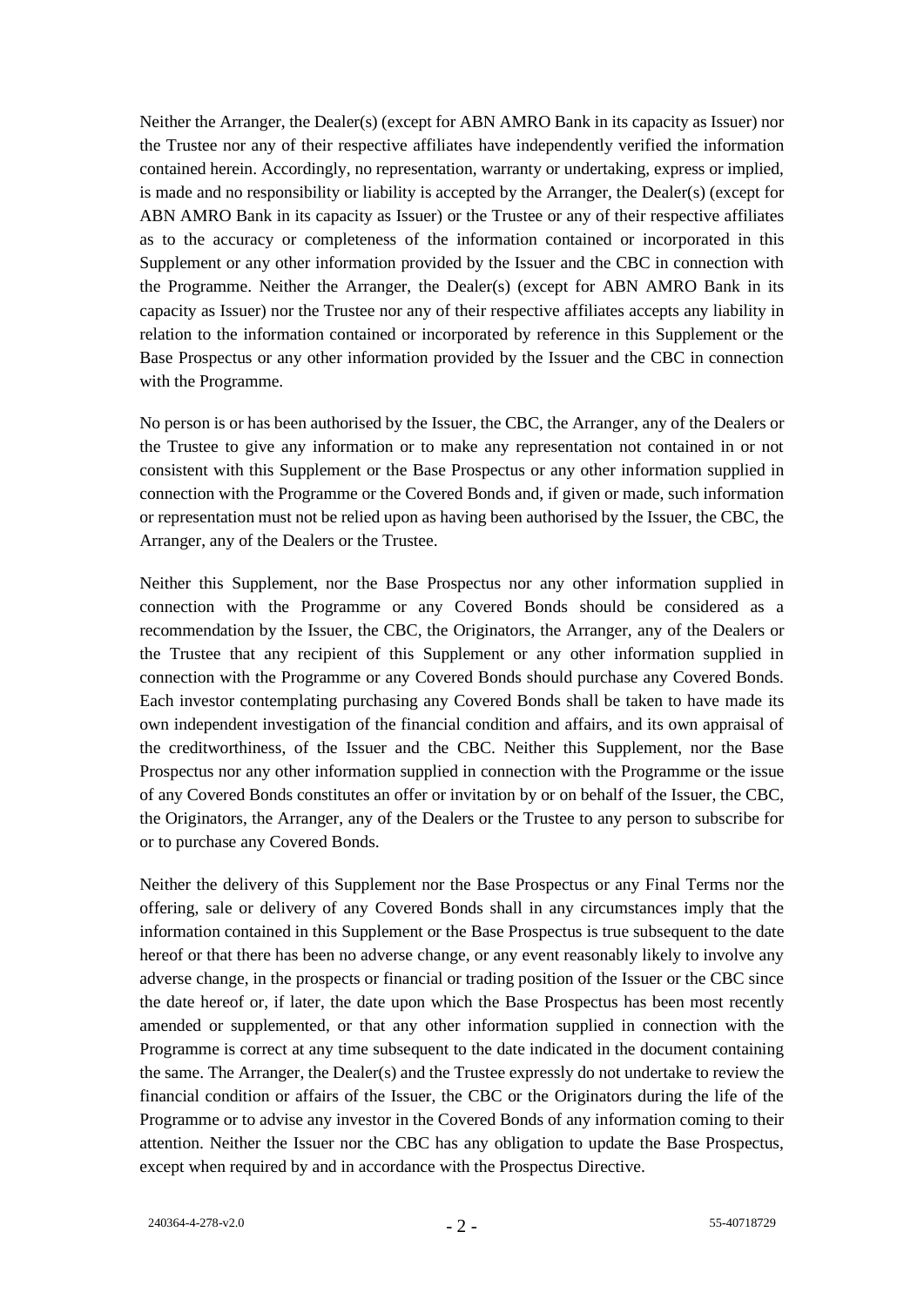Neither the Arranger, the Dealer(s) (except for ABN AMRO Bank in its capacity as Issuer) nor the Trustee nor any of their respective affiliates have independently verified the information contained herein. Accordingly, no representation, warranty or undertaking, express or implied, is made and no responsibility or liability is accepted by the Arranger, the Dealer(s) (except for ABN AMRO Bank in its capacity as Issuer) or the Trustee or any of their respective affiliates as to the accuracy or completeness of the information contained or incorporated in this Supplement or any other information provided by the Issuer and the CBC in connection with the Programme. Neither the Arranger, the Dealer(s) (except for ABN AMRO Bank in its capacity as Issuer) nor the Trustee nor any of their respective affiliates accepts any liability in relation to the information contained or incorporated by reference in this Supplement or the Base Prospectus or any other information provided by the Issuer and the CBC in connection with the Programme.

No person is or has been authorised by the Issuer, the CBC, the Arranger, any of the Dealers or the Trustee to give any information or to make any representation not contained in or not consistent with this Supplement or the Base Prospectus or any other information supplied in connection with the Programme or the Covered Bonds and, if given or made, such information or representation must not be relied upon as having been authorised by the Issuer, the CBC, the Arranger, any of the Dealers or the Trustee.

Neither this Supplement, nor the Base Prospectus nor any other information supplied in connection with the Programme or any Covered Bonds should be considered as a recommendation by the Issuer, the CBC, the Originators, the Arranger, any of the Dealers or the Trustee that any recipient of this Supplement or any other information supplied in connection with the Programme or any Covered Bonds should purchase any Covered Bonds. Each investor contemplating purchasing any Covered Bonds shall be taken to have made its own independent investigation of the financial condition and affairs, and its own appraisal of the creditworthiness, of the Issuer and the CBC. Neither this Supplement, nor the Base Prospectus nor any other information supplied in connection with the Programme or the issue of any Covered Bonds constitutes an offer or invitation by or on behalf of the Issuer, the CBC, the Originators, the Arranger, any of the Dealers or the Trustee to any person to subscribe for or to purchase any Covered Bonds.

Neither the delivery of this Supplement nor the Base Prospectus or any Final Terms nor the offering, sale or delivery of any Covered Bonds shall in any circumstances imply that the information contained in this Supplement or the Base Prospectus is true subsequent to the date hereof or that there has been no adverse change, or any event reasonably likely to involve any adverse change, in the prospects or financial or trading position of the Issuer or the CBC since the date hereof or, if later, the date upon which the Base Prospectus has been most recently amended or supplemented, or that any other information supplied in connection with the Programme is correct at any time subsequent to the date indicated in the document containing the same. The Arranger, the Dealer(s) and the Trustee expressly do not undertake to review the financial condition or affairs of the Issuer, the CBC or the Originators during the life of the Programme or to advise any investor in the Covered Bonds of any information coming to their attention. Neither the Issuer nor the CBC has any obligation to update the Base Prospectus, except when required by and in accordance with the Prospectus Directive.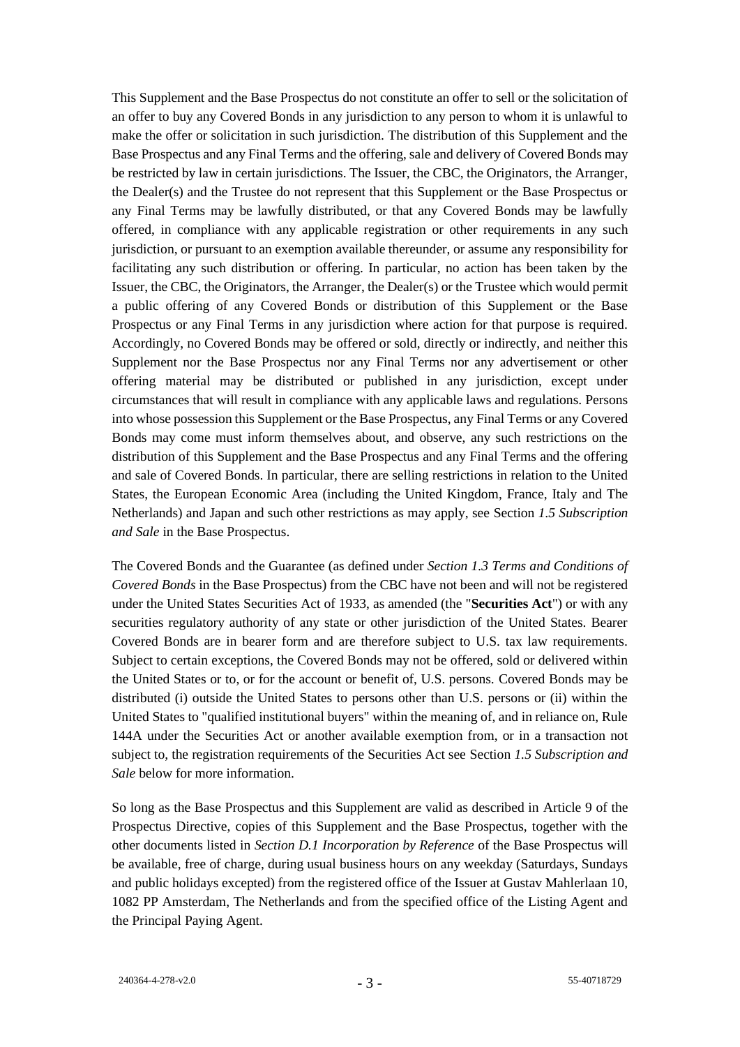This Supplement and the Base Prospectus do not constitute an offer to sell or the solicitation of an offer to buy any Covered Bonds in any jurisdiction to any person to whom it is unlawful to make the offer or solicitation in such jurisdiction. The distribution of this Supplement and the Base Prospectus and any Final Terms and the offering, sale and delivery of Covered Bonds may be restricted by law in certain jurisdictions. The Issuer, the CBC, the Originators, the Arranger, the Dealer(s) and the Trustee do not represent that this Supplement or the Base Prospectus or any Final Terms may be lawfully distributed, or that any Covered Bonds may be lawfully offered, in compliance with any applicable registration or other requirements in any such jurisdiction, or pursuant to an exemption available thereunder, or assume any responsibility for facilitating any such distribution or offering. In particular, no action has been taken by the Issuer, the CBC, the Originators, the Arranger, the Dealer(s) or the Trustee which would permit a public offering of any Covered Bonds or distribution of this Supplement or the Base Prospectus or any Final Terms in any jurisdiction where action for that purpose is required. Accordingly, no Covered Bonds may be offered or sold, directly or indirectly, and neither this Supplement nor the Base Prospectus nor any Final Terms nor any advertisement or other offering material may be distributed or published in any jurisdiction, except under circumstances that will result in compliance with any applicable laws and regulations. Persons into whose possession this Supplement or the Base Prospectus, any Final Terms or any Covered Bonds may come must inform themselves about, and observe, any such restrictions on the distribution of this Supplement and the Base Prospectus and any Final Terms and the offering and sale of Covered Bonds. In particular, there are selling restrictions in relation to the United States, the European Economic Area (including the United Kingdom, France, Italy and The Netherlands) and Japan and such other restrictions as may apply, see Section *1.5 Subscription and Sale* in the Base Prospectus.

The Covered Bonds and the Guarantee (as defined under *Section 1.3 Terms and Conditions of Covered Bonds* in the Base Prospectus) from the CBC have not been and will not be registered under the United States Securities Act of 1933, as amended (the "**Securities Act**") or with any securities regulatory authority of any state or other jurisdiction of the United States. Bearer Covered Bonds are in bearer form and are therefore subject to U.S. tax law requirements. Subject to certain exceptions, the Covered Bonds may not be offered, sold or delivered within the United States or to, or for the account or benefit of, U.S. persons. Covered Bonds may be distributed (i) outside the United States to persons other than U.S. persons or (ii) within the United States to "qualified institutional buyers" within the meaning of, and in reliance on, Rule 144A under the Securities Act or another available exemption from, or in a transaction not subject to, the registration requirements of the Securities Act see Section *1.5 Subscription and Sale* below for more information.

So long as the Base Prospectus and this Supplement are valid as described in Article 9 of the Prospectus Directive, copies of this Supplement and the Base Prospectus, together with the other documents listed in *Section D.1 Incorporation by Reference* of the Base Prospectus will be available, free of charge, during usual business hours on any weekday (Saturdays, Sundays and public holidays excepted) from the registered office of the Issuer at Gustav Mahlerlaan 10, 1082 PP Amsterdam, The Netherlands and from the specified office of the Listing Agent and the Principal Paying Agent.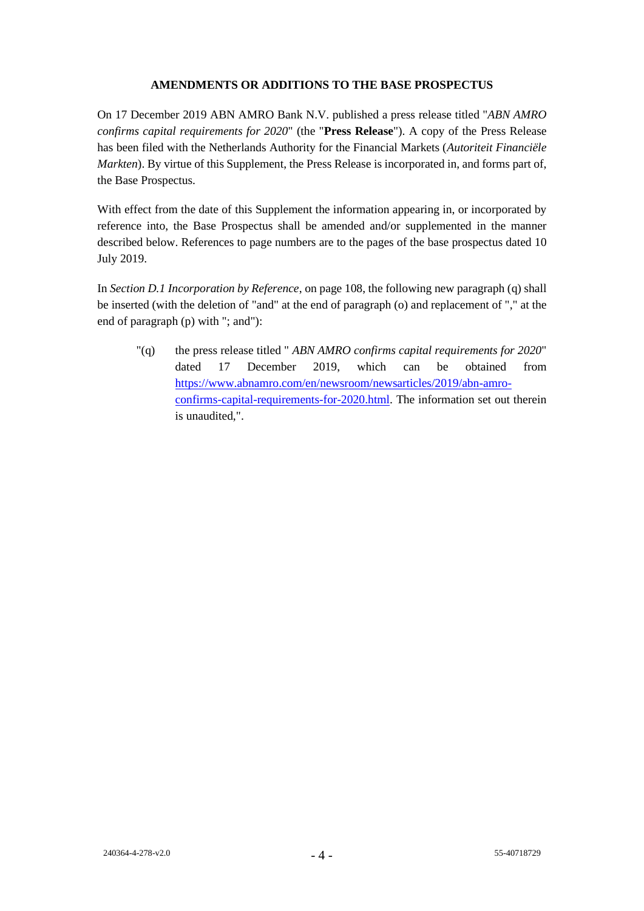## AMENDMENTS OR ADDITIONS TO THE BASE PROSPECTUS

On 17 December 2019 ABN AMRO Bank N.V. published a press release titled "*ABN AMRO confirms capital requirements for 2020*" (the "**Press Release**"). A copy of the Press Release has been filed with the Netherlands Authority for the Financial Markets (*Autoriteit Financiële Markten*). By virtue of this Supplement, the Press Release is incorporated in, and forms part of, the Base Prospectus.

With effect from the date of this Supplement the information appearing in, or incorporated by reference into, the Base Prospectus shall be amended and/or supplemented in the manner described below. References to page numbers are to the pages of the base prospectus dated 10 July 2019.

In *Section D.1 Incorporation by Reference*, on page 108, the following new paragraph (q) shall be inserted (with the deletion of "and" at the end of paragraph (o) and replacement of "," at the end of paragraph (p) with "; and"):

> "(q) the press release titled " *ABN AMRO confirms capital requirements for 2020*" dated 17 December 2019, which can be obtained from https://www.abnamro.com/en/newsroom/newsarticles/2019/abn-amro-confirms-capital-requirements-for-2020.html. The information set out therein is unaudited,".